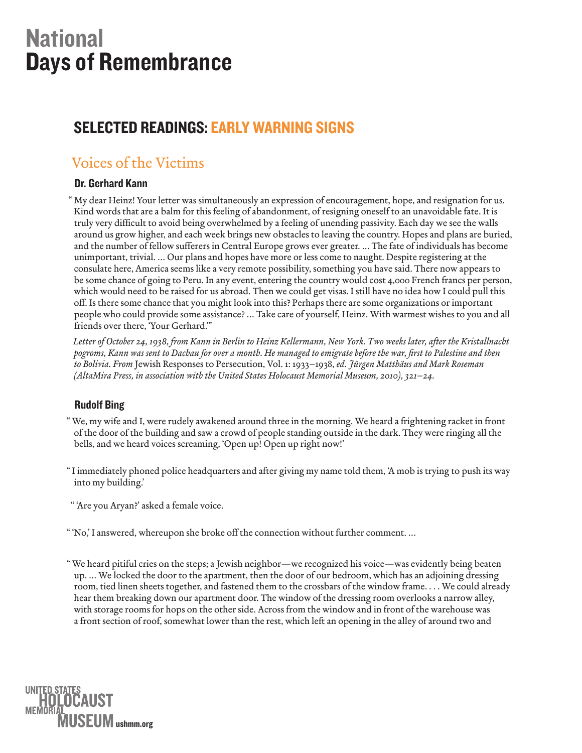# National Days of Remembrance

## SELECTED READINGS: EARLY WARNING SIGNS

### Voices of the Victims

#### Dr. Gerhard Kann

"My dear Heinz! Your letter was simultaneously an expression of encouragement, hope, and resignation for us. Kind words that are a balm for this feeling of abandonment, of resigning oneself to an unavoidable fate. It is truly very difficult to avoid being overwhelmed by a feeling of unending passivity. Each day we see the walls around us grow higher, and each week brings new obstacles to leaving the country. Hopes and plans are buried, and the number of fellow sufferers in Central Europe grows ever greater. … The fate of individuals has become unimportant, trivial. … Our plans and hopes have more or less come to naught. Despite registering at the consulate here, America seems like a very remote possibility, something you have said. There now appears to be some chance of going to Peru. In any event, entering the country would cost 4,000 French francs per person, which would need to be raised for us abroad. Then we could get visas. I still have no idea how I could pull this off. Is there some chance that you might look into this? Perhaps there are some organizations or important people who could provide some assistance? … Take care of yourself, Heinz. With warmest wishes to you and all friends over there, 'Your Gerhard.'"

*Letter of October 24, 1938, from Kann in Berlin to Heinz Kellermann, New York. Two weeks later, after the Kristallnacht pogroms, Kann was sent to Dachau for over a month. He managed to emigrate before the war, first to Palestine and then to Bolivia. From* Jewish Responses to Persecution, Vol. 1: 1933–1938, *ed. Jürgen Matthäus and Mark Roseman (AltaMira Press, in association with the United States Holocaust Memorial Museum, 2010), 321–24.*

#### Rudolf Bing

"We, my wife and I, were rudely awakened around three in the morning. We heard a frightening racket in front of the door of the building and saw a crowd of people standing outside in the dark. They were ringing all the bells, and we heard voices screaming, 'Open up! Open up right now!'

"I immediately phoned police headquarters and after giving my name told them, 'A mob is trying to push its way into my building.'

"'Are you Aryan?' asked a female voice.

"'No,' I answered, whereupon she broke off the connection without further comment. …

"We heard pitiful cries on the steps; a Jewish neighbor—we recognized his voice—was evidently being beaten up. … We locked the door to the apartment, then the door of our bedroom, which has an adjoining dressing room, tied linen sheets together, and fastened them to the crossbars of the window frame. . . . We could already hear them breaking down our apartment door. The window of the dressing room overlooks a narrow alley, with storage rooms for hops on the other side. Across from the window and in front of the warehouse was a front section of roof, somewhat lower than the rest, which left an opening in the alley of around two and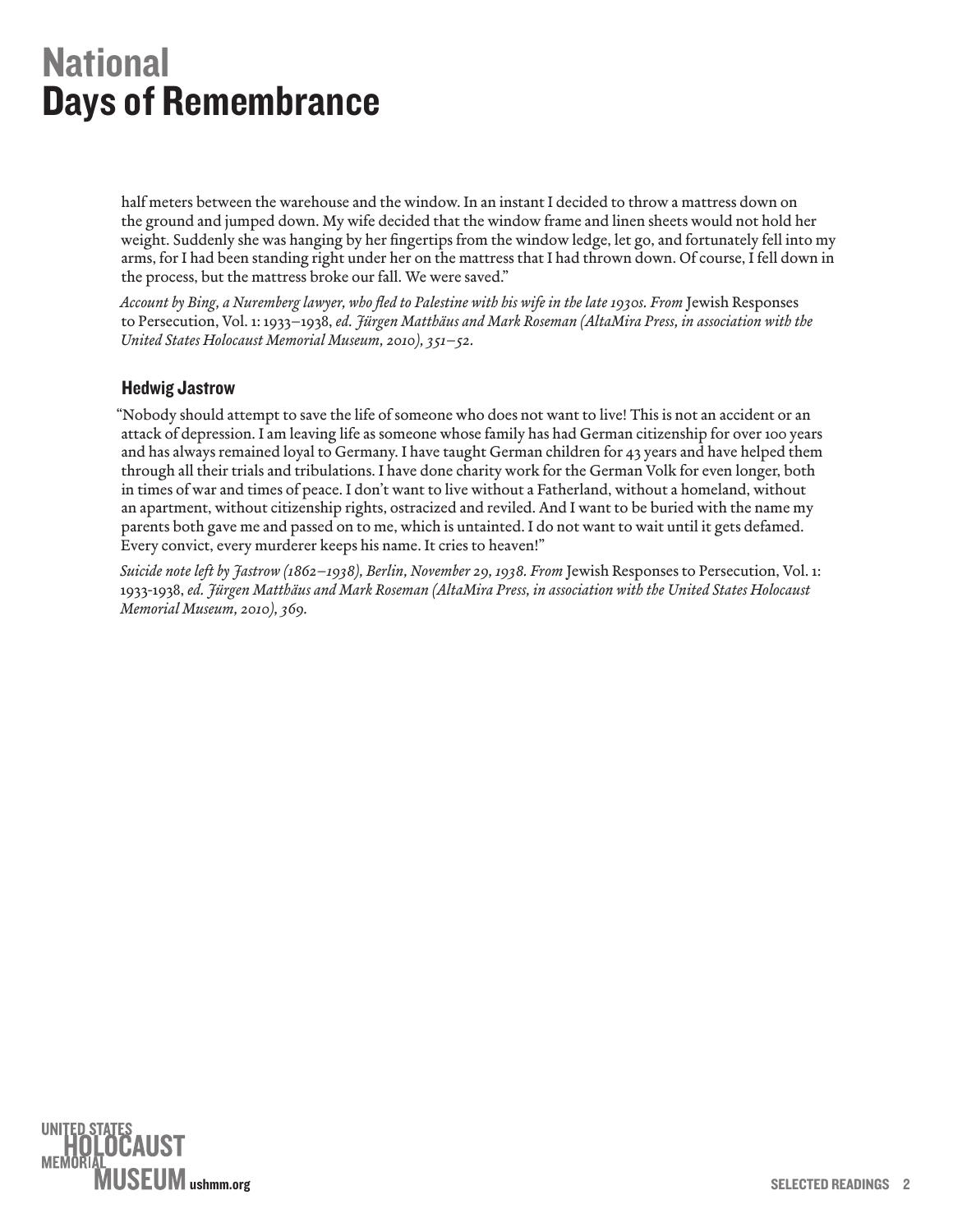half meters between the warehouse and the window. In an instant I decided to throw a mattress down on the ground and jumped down. My wife decided that the window frame and linen sheets would not hold her weight. Suddenly she was hanging by her fingertips from the window ledge, let go, and fortunately fell into my arms, for I had been standing right under her on the mattress that I had thrown down. Of course, I fell down in the process, but the mattress broke our fall. We were saved."

*Account by Bing, a Nuremberg lawyer, who fled to Palestine with his wife in the late 1930s. From* Jewish Responses to Persecution, Vol. 1: 1933–1938, *ed. Jürgen Matthäus and Mark Roseman (AltaMira Press, in association with the United States Holocaust Memorial Museum, 2010), 351–52.*

### Hedwig Jastrow

"Nobody should attempt to save the life of someone who does not want to live! This is not an accident or an attack of depression. I am leaving life as someone whose family has had German citizenship for over 100 years and has always remained loyal to Germany. I have taught German children for 43 years and have helped them through all their trials and tribulations. I have done charity work for the German Volk for even longer, both in times of war and times of peace. I don't want to live without a Fatherland, without a homeland, without an apartment, without citizenship rights, ostracized and reviled. And I want to be buried with the name my parents both gave me and passed on to me, which is untainted. I do not want to wait until it gets defamed. Every convict, every murderer keeps his name. It cries to heaven!"

*Suicide note left by Jastrow (1862–1938), Berlin, November 29, 1938. From* Jewish Responses to Persecution, Vol. 1: 1933-1938, *ed. Jürgen Matthäus and Mark Roseman (AltaMira Press, in association with the United States Holocaust Memorial Museum, 2010), 369.*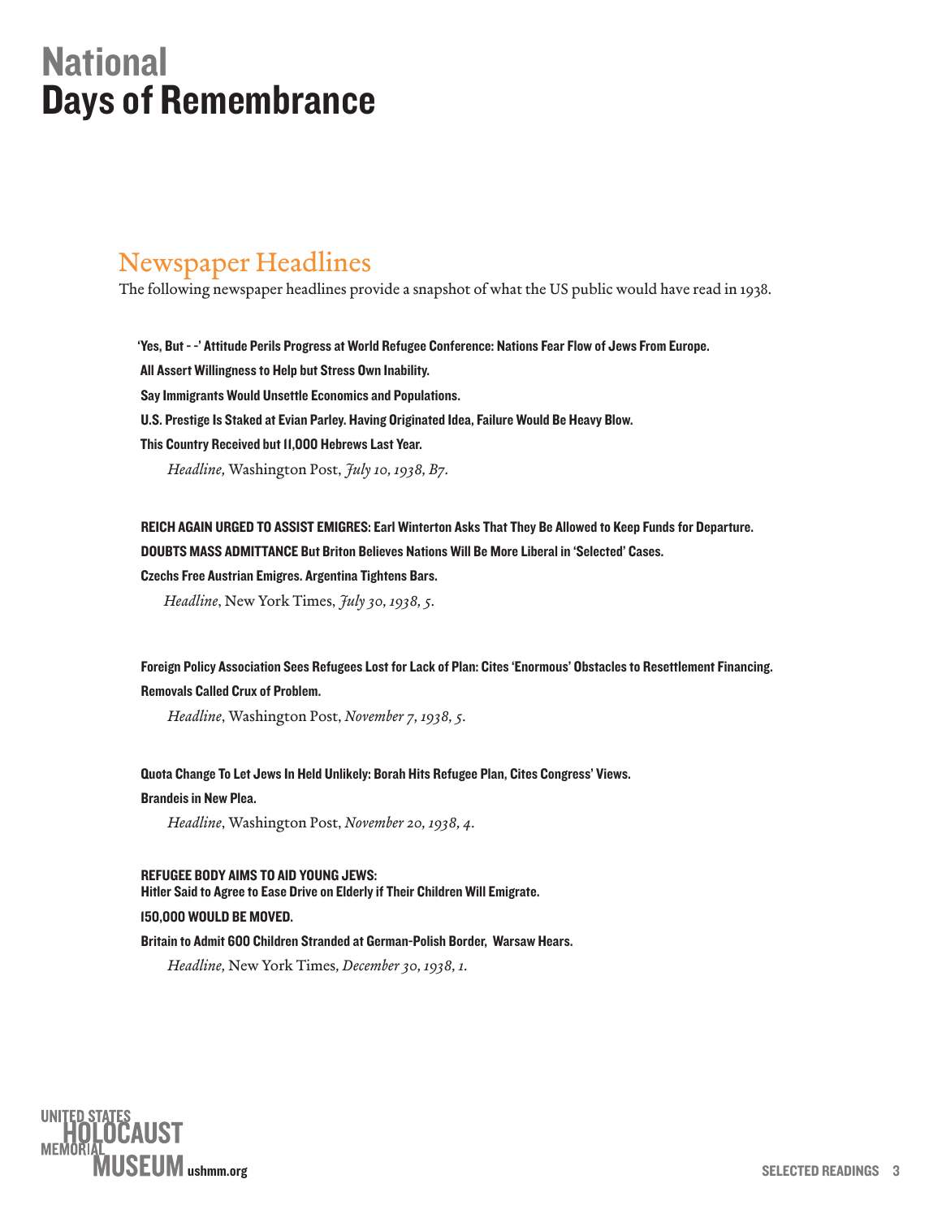## Newspaper Headlines

The following newspaper headlines provide a snapshot of what the US public would have read in 1938.

**'Yes, But - -' Attitude Perils Progress at World Refugee Conference: Nations Fear Flow of Jews From Europe.**
**All Assert Willingness to Help but Stress Own Inability.**
**Say Immigrants Would Unsettle Economics and Populations.**
**U.S. Prestige Is Staked at Evian Parley. Having Originated Idea, Failure Would Be Heavy Blow.**
**This Country Received but 11,000 Hebrews Last Year.**

*Headline,* Washington Post, *July 10, 1938, B7.*

**REICH AGAIN URGED TO ASSIST EMIGRES: Earl Winterton Asks That They Be Allowed to Keep Funds for Departure.**
**DOUBTS MASS ADMITTANCE But Briton Believes Nations Will Be More Liberal in 'Selected' Cases.**
**Czechs Free Austrian Emigres. Argentina Tightens Bars.**

*Headline*, New York Times, *July 30, 1938, 5.*

**Foreign Policy Association Sees Refugees Lost for Lack of Plan: Cites 'Enormous' Obstacles to Resettlement Financing.**
**Removals Called Crux of Problem.**

*Headline*, Washington Post, *November 7, 1938, 5.*

**Quota Change To Let Jews In Held Unlikely: Borah Hits Refugee Plan, Cites Congress' Views.**
**Brandeis in New Plea.**

*Headline*, Washington Post, *November 20, 1938, 4.*

**REFUGEE BODY AIMS TO AID YOUNG JEWS:**
**Hitler Said to Agree to Ease Drive on Elderly if Their Children Will Emigrate.**
**150,000 WOULD BE MOVED.**
**Britain to Admit 600 Children Stranded at German-Polish Border, Warsaw Hears.**

*Headline,* New York Times, *December 30, 1938, 1.*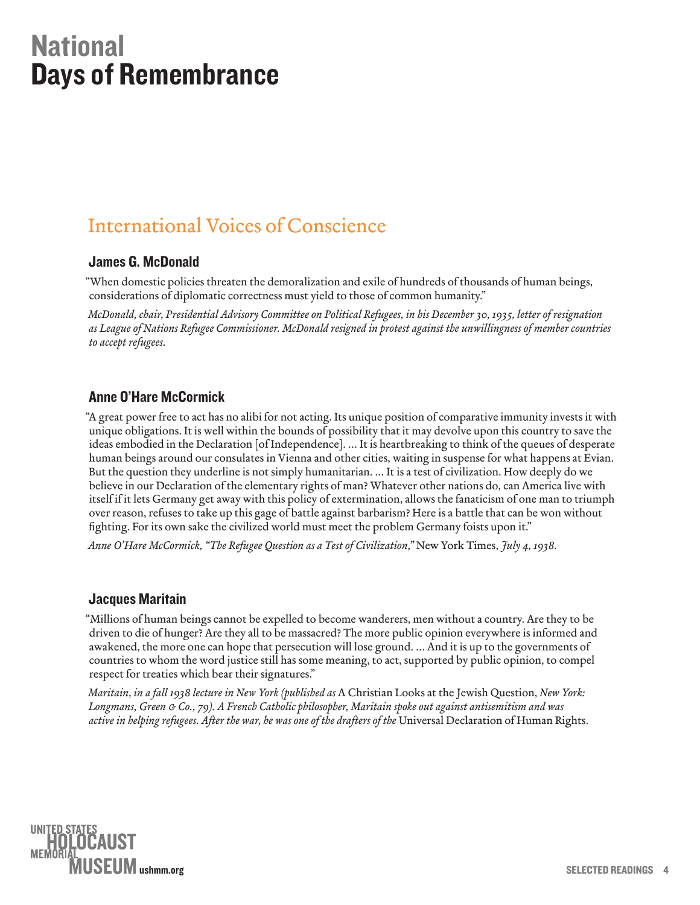# National Days of Remembrance

## International Voices of Conscience

### James G. McDonald

"When domestic policies threaten the demoralization and exile of hundreds of thousands of human beings, considerations of diplomatic correctness must yield to those of common humanity."

*McDonald, chair, Presidential Advisory Committee on Political Refugees, in his December 30, 1935, letter of resignation as League of Nations Refugee Commissioner. McDonald resigned in protest against the unwillingness of member countries to accept refugees.*

### Anne O'Hare McCormick

"A great power free to act has no alibi for not acting. Its unique position of comparative immunity invests it with unique obligations. It is well within the bounds of possibility that it may devolve upon this country to save the ideas embodied in the Declaration [of Independence]. ... It is heartbreaking to think of the queues of desperate human beings around our consulates in Vienna and other cities, waiting in suspense for what happens at Evian. But the question they underline is not simply humanitarian. ... It is a test of civilization. How deeply do we believe in our Declaration of the elementary rights of man? Whatever other nations do, can America live with itself if it lets Germany get away with this policy of extermination, allows the fanaticism of one man to triumph over reason, refuses to take up this gage of battle against barbarism? Here is a battle that can be won without fighting. For its own sake the civilized world must meet the problem Germany foists upon it."

*Anne O'Hare McCormick, "The Refugee Question as a Test of Civilization,"* New York Times, *July 4, 1938.*

### Jacques Maritain

"Millions of human beings cannot be expelled to become wanderers, men without a country. Are they to be driven to die of hunger? Are they all to be massacred? The more public opinion everywhere is informed and awakened, the more one can hope that persecution will lose ground. ... And it is up to the governments of countries to whom the word justice still has some meaning, to act, supported by public opinion, to compel respect for treaties which bear their signatures."

*Maritain, in a fall 1938 lecture in New York (published as* A Christian Looks at the Jewish Question, *New York: Longmans, Green & Co., 79). A French Catholic philosopher, Maritain spoke out against antisemitism and was active in helping refugees. After the war, he was one of the drafters of the* Universal Declaration of Human Rights.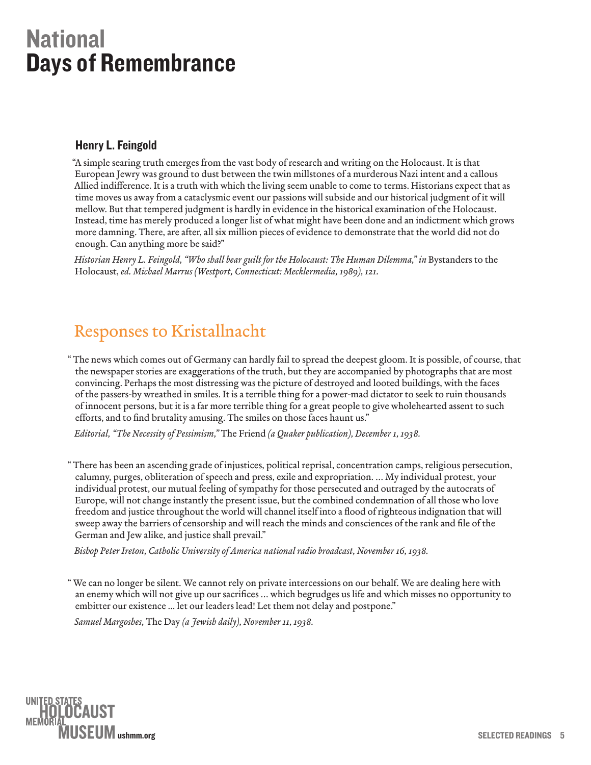### Henry L. Feingold

"A simple searing truth emerges from the vast body of research and writing on the Holocaust. It is that European Jewry was ground to dust between the twin millstones of a murderous Nazi intent and a callous Allied indifference. It is a truth with which the living seem unable to come to terms. Historians expect that as time moves us away from a cataclysmic event our passions will subside and our historical judgment of it will mellow. But that tempered judgment is hardly in evidence in the historical examination of the Holocaust. Instead, time has merely produced a longer list of what might have been done and an indictment which grows more damning. There, are after, all six million pieces of evidence to demonstrate that the world did not do enough. Can anything more be said?"

*Historian Henry L. Feingold, "Who shall bear guilt for the Holocaust: The Human Dilemma," in* Bystanders to the Holocaust, *ed. Michael Marrus (Westport, Connecticut: Mecklermedia, 1989), 121.*

## Responses to Kristallnacht

"The news which comes out of Germany can hardly fail to spread the deepest gloom. It is possible, of course, that the newspaper stories are exaggerations of the truth, but they are accompanied by photographs that are most convincing. Perhaps the most distressing was the picture of destroyed and looted buildings, with the faces of the passers-by wreathed in smiles. It is a terrible thing for a power-mad dictator to seek to ruin thousands of innocent persons, but it is a far more terrible thing for a great people to give wholehearted assent to such efforts, and to find brutality amusing. The smiles on those faces haunt us."

*Editorial, "The Necessity of Pessimism,"* The Friend *(a Quaker publication), December 1, 1938.*

"There has been an ascending grade of injustices, political reprisal, concentration camps, religious persecution, calumny, purges, obliteration of speech and press, exile and expropriation. ... My individual protest, your individual protest, our mutual feeling of sympathy for those persecuted and outraged by the autocrats of Europe, will not change instantly the present issue, but the combined condemnation of all those who love freedom and justice throughout the world will channel itself into a flood of righteous indignation that will sweep away the barriers of censorship and will reach the minds and consciences of the rank and file of the German and Jew alike, and justice shall prevail."

*Bishop Peter Ireton, Catholic University of America national radio broadcast, November 16, 1938.*

"We can no longer be silent. We cannot rely on private intercessions on our behalf. We are dealing here with an enemy which will not give up our sacrifices ... which begrudges us life and which misses no opportunity to embitter our existence ... let our leaders lead! Let them not delay and postpone."

*Samuel Margoshes,* The Day *(a Jewish daily), November 11, 1938.*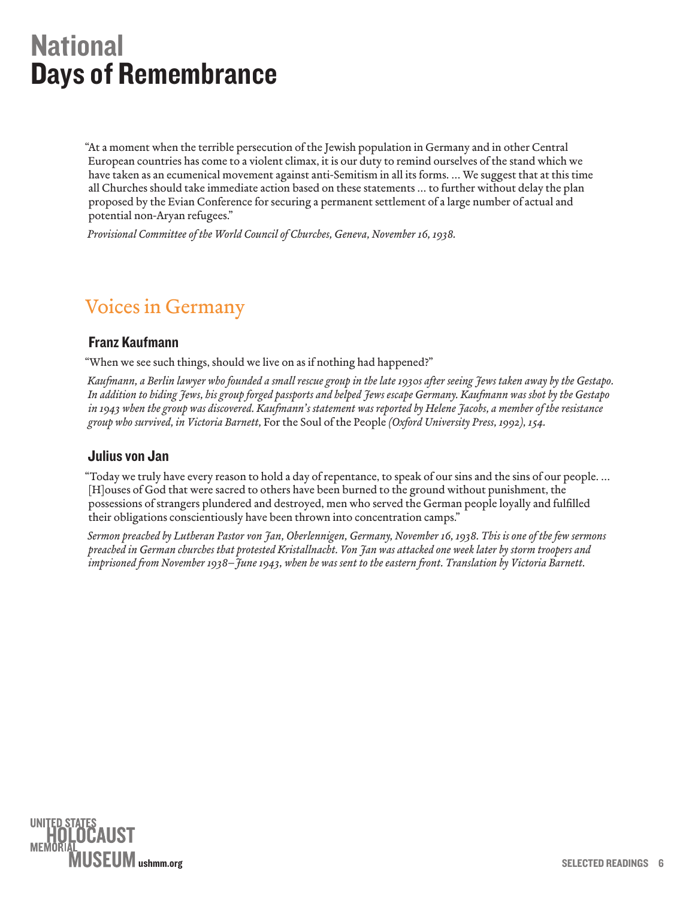"At a moment when the terrible persecution of the Jewish population in Germany and in other Central European countries has come to a violent climax, it is our duty to remind ourselves of the stand which we have taken as an ecumenical movement against anti-Semitism in all its forms. … We suggest that at this time all Churches should take immediate action based on these statements … to further without delay the plan proposed by the Evian Conference for securing a permanent settlement of a large number of actual and potential non-Aryan refugees."

*Provisional Committee of the World Council of Churches, Geneva, November 16, 1938.*

## Voices in Germany

### Franz Kaufmann

"When we see such things, should we live on as if nothing had happened?"

*Kaufmann, a Berlin lawyer who founded a small rescue group in the late 1930s after seeing Jews taken away by the Gestapo. In addition to hiding Jews, his group forged passports and helped Jews escape Germany. Kaufmann was shot by the Gestapo in 1943 when the group was discovered. Kaufmann's statement was reported by Helene Jacobs, a member of the resistance group who survived, in Victoria Barnett,* For the Soul of the People *(Oxford University Press, 1992), 154.*

### Julius von Jan

"Today we truly have every reason to hold a day of repentance, to speak of our sins and the sins of our people. … [H]ouses of God that were sacred to others have been burned to the ground without punishment, the possessions of strangers plundered and destroyed, men who served the German people loyally and fulfilled their obligations conscientiously have been thrown into concentration camps."

*Sermon preached by Lutheran Pastor von Jan, Oberlennigen, Germany, November 16, 1938. This is one of the few sermons preached in German churches that protested Kristallnacht. Von Jan was attacked one week later by storm troopers and imprisoned from November 1938–June 1943, when he was sent to the eastern front. Translation by Victoria Barnett.*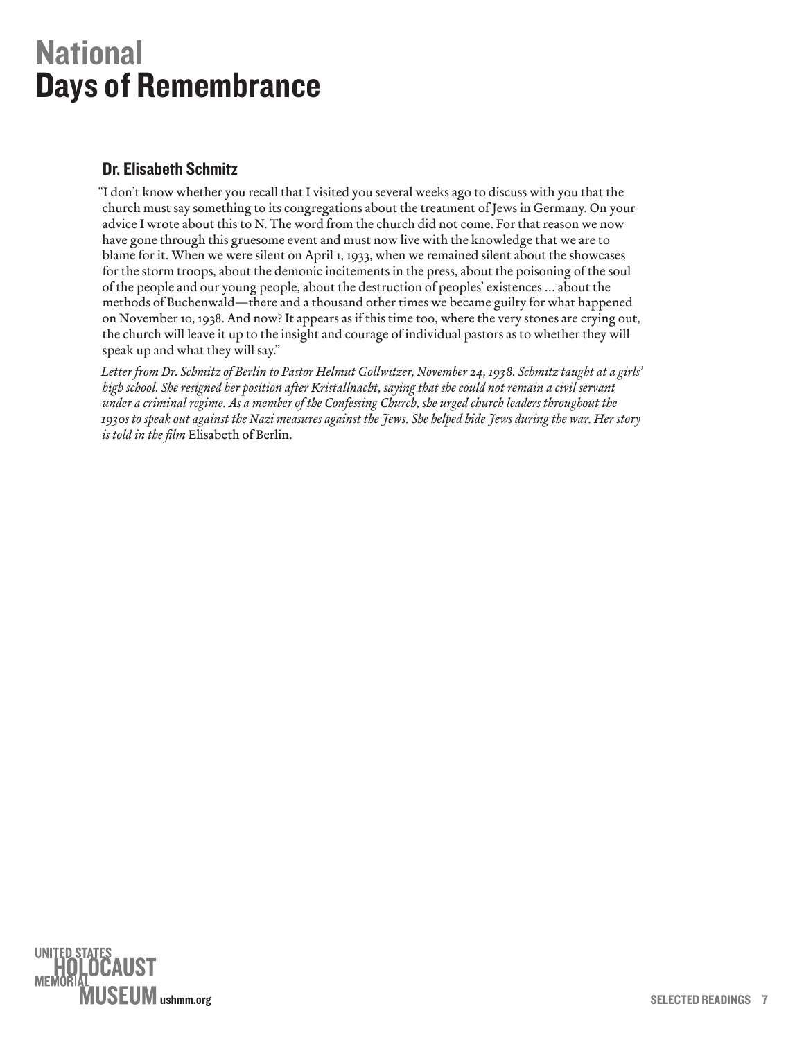### Dr. Elisabeth Schmitz

"I don't know whether you recall that I visited you several weeks ago to discuss with you that the church must say something to its congregations about the treatment of Jews in Germany. On your advice I wrote about this to N. The word from the church did not come. For that reason we now have gone through this gruesome event and must now live with the knowledge that we are to blame for it. When we were silent on April 1, 1933, when we remained silent about the showcases for the storm troops, about the demonic incitements in the press, about the poisoning of the soul of the people and our young people, about the destruction of peoples' existences … about the methods of Buchenwald—there and a thousand other times we became guilty for what happened on November 10, 1938. And now? It appears as if this time too, where the very stones are crying out, the church will leave it up to the insight and courage of individual pastors as to whether they will speak up and what they will say."

*Letter from Dr. Schmitz of Berlin to Pastor Helmut Gollwitzer, November 24, 1938. Schmitz taught at a girls' high school. She resigned her position after Kristallnacht, saying that she could not remain a civil servant under a criminal regime. As a member of the Confessing Church, she urged church leaders throughout the 1930s to speak out against the Nazi measures against the Jews. She helped hide Jews during the war. Her story is told in the film* Elisabeth of Berlin.